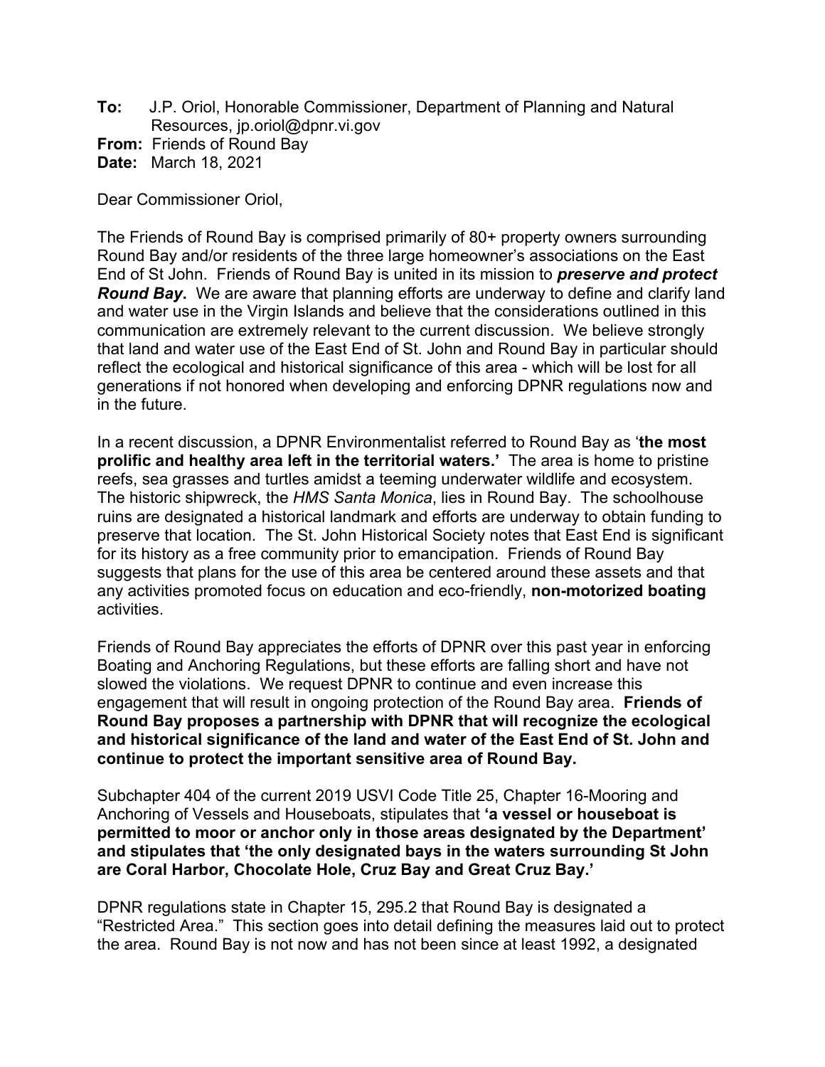**To:** J.P. Oriol, Honorable Commissioner, Department of Planning and Natural Resources, jp.oriol@dpnr.vi.gov
**From:** Friends of Round Bay
**Date:** March 18, 2021

Dear Commissioner Oriol,

The Friends of Round Bay is comprised primarily of 80+ property owners surrounding Round Bay and/or residents of the three large homeowner's associations on the East End of St John. Friends of Round Bay is united in its mission to ***preserve and protect Round Bay***. We are aware that planning efforts are underway to define and clarify land and water use in the Virgin Islands and believe that the considerations outlined in this communication are extremely relevant to the current discussion. We believe strongly that land and water use of the East End of St. John and Round Bay in particular should reflect the ecological and historical significance of this area - which will be lost for all generations if not honored when developing and enforcing DPNR regulations now and in the future.

In a recent discussion, a DPNR Environmentalist referred to Round Bay as '**the most prolific and healthy area left in the territorial waters.**' The area is home to pristine reefs, sea grasses and turtles amidst a teeming underwater wildlife and ecosystem. The historic shipwreck, the *HMS Santa Monica*, lies in Round Bay. The schoolhouse ruins are designated a historical landmark and efforts are underway to obtain funding to preserve that location. The St. John Historical Society notes that East End is significant for its history as a free community prior to emancipation. Friends of Round Bay suggests that plans for the use of this area be centered around these assets and that any activities promoted focus on education and eco-friendly, **non-motorized boating** activities.

Friends of Round Bay appreciates the efforts of DPNR over this past year in enforcing Boating and Anchoring Regulations, but these efforts are falling short and have not slowed the violations. We request DPNR to continue and even increase this engagement that will result in ongoing protection of the Round Bay area. **Friends of Round Bay proposes a partnership with DPNR that will recognize the ecological and historical significance of the land and water of the East End of St. John and continue to protect the important sensitive area of Round Bay.**

Subchapter 404 of the current 2019 USVI Code Title 25, Chapter 16-Mooring and Anchoring of Vessels and Houseboats, stipulates that **'a vessel or houseboat is permitted to moor or anchor only in those areas designated by the Department' and stipulates that 'the only designated bays in the waters surrounding St John are Coral Harbor, Chocolate Hole, Cruz Bay and Great Cruz Bay.'**

DPNR regulations state in Chapter 15, 295.2 that Round Bay is designated a "Restricted Area." This section goes into detail defining the measures laid out to protect the area. Round Bay is not now and has not been since at least 1992, a designated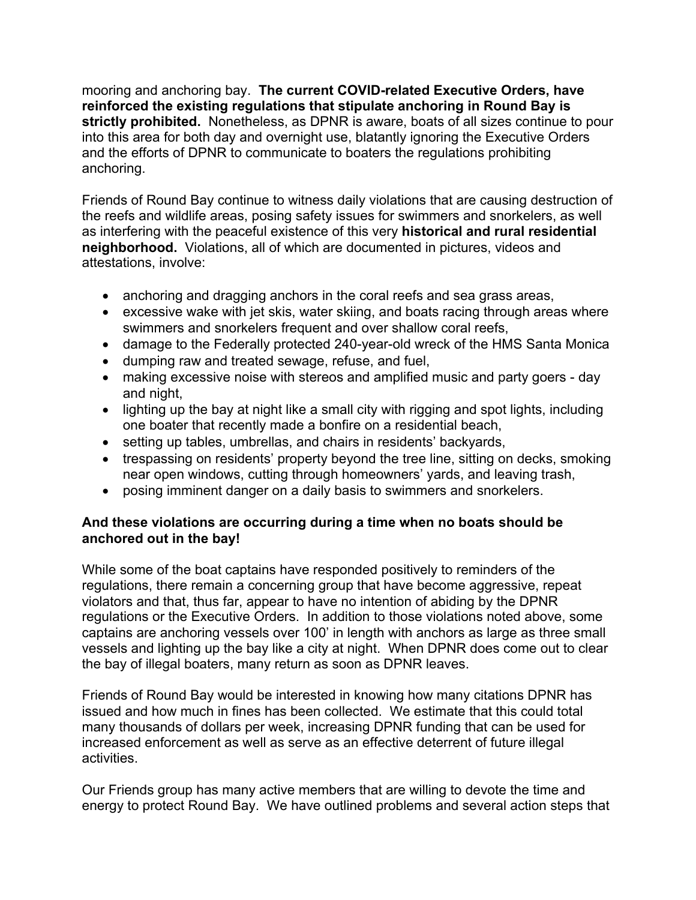mooring and anchoring bay. **The current COVID-related Executive Orders, have reinforced the existing regulations that stipulate anchoring in Round Bay is strictly prohibited.** Nonetheless, as DPNR is aware, boats of all sizes continue to pour into this area for both day and overnight use, blatantly ignoring the Executive Orders and the efforts of DPNR to communicate to boaters the regulations prohibiting anchoring.

Friends of Round Bay continue to witness daily violations that are causing destruction of the reefs and wildlife areas, posing safety issues for swimmers and snorkelers, as well as interfering with the peaceful existence of this very **historical and rural residential neighborhood.** Violations, all of which are documented in pictures, videos and attestations, involve:

- anchoring and dragging anchors in the coral reefs and sea grass areas,
- excessive wake with jet skis, water skiing, and boats racing through areas where swimmers and snorkelers frequent and over shallow coral reefs,
- damage to the Federally protected 240-year-old wreck of the HMS Santa Monica
- dumping raw and treated sewage, refuse, and fuel,
- making excessive noise with stereos and amplified music and party goers - day and night,
- lighting up the bay at night like a small city with rigging and spot lights, including one boater that recently made a bonfire on a residential beach,
- setting up tables, umbrellas, and chairs in residents' backyards,
- trespassing on residents' property beyond the tree line, sitting on decks, smoking near open windows, cutting through homeowners' yards, and leaving trash,
- posing imminent danger on a daily basis to swimmers and snorkelers.

**And these violations are occurring during a time when no boats should be anchored out in the bay!**

While some of the boat captains have responded positively to reminders of the regulations, there remain a concerning group that have become aggressive, repeat violators and that, thus far, appear to have no intention of abiding by the DPNR regulations or the Executive Orders. In addition to those violations noted above, some captains are anchoring vessels over 100' in length with anchors as large as three small vessels and lighting up the bay like a city at night. When DPNR does come out to clear the bay of illegal boaters, many return as soon as DPNR leaves.

Friends of Round Bay would be interested in knowing how many citations DPNR has issued and how much in fines has been collected. We estimate that this could total many thousands of dollars per week, increasing DPNR funding that can be used for increased enforcement as well as serve as an effective deterrent of future illegal activities.

Our Friends group has many active members that are willing to devote the time and energy to protect Round Bay. We have outlined problems and several action steps that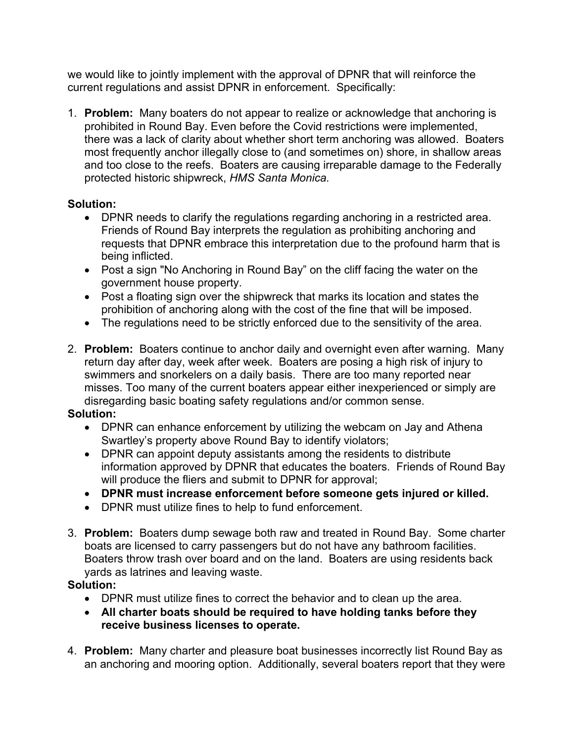we would like to jointly implement with the approval of DPNR that will reinforce the current regulations and assist DPNR in enforcement. Specifically:

1. **Problem:** Many boaters do not appear to realize or acknowledge that anchoring is prohibited in Round Bay. Even before the Covid restrictions were implemented, there was a lack of clarity about whether short term anchoring was allowed. Boaters most frequently anchor illegally close to (and sometimes on) shore, in shallow areas and too close to the reefs. Boaters are causing irreparable damage to the Federally protected historic shipwreck, *HMS Santa Monica.*

**Solution:**

- DPNR needs to clarify the regulations regarding anchoring in a restricted area. Friends of Round Bay interprets the regulation as prohibiting anchoring and requests that DPNR embrace this interpretation due to the profound harm that is being inflicted.
- Post a sign "No Anchoring in Round Bay" on the cliff facing the water on the government house property.
- Post a floating sign over the shipwreck that marks its location and states the prohibition of anchoring along with the cost of the fine that will be imposed.
- The regulations need to be strictly enforced due to the sensitivity of the area.

2. **Problem:** Boaters continue to anchor daily and overnight even after warning. Many return day after day, week after week. Boaters are posing a high risk of injury to swimmers and snorkelers on a daily basis. There are too many reported near misses. Too many of the current boaters appear either inexperienced or simply are disregarding basic boating safety regulations and/or common sense.

**Solution:**

- DPNR can enhance enforcement by utilizing the webcam on Jay and Athena Swartley's property above Round Bay to identify violators;
- DPNR can appoint deputy assistants among the residents to distribute information approved by DPNR that educates the boaters. Friends of Round Bay will produce the fliers and submit to DPNR for approval;
- **DPNR must increase enforcement before someone gets injured or killed.**
- DPNR must utilize fines to help to fund enforcement.

3. **Problem:** Boaters dump sewage both raw and treated in Round Bay. Some charter boats are licensed to carry passengers but do not have any bathroom facilities. Boaters throw trash over board and on the land. Boaters are using residents back yards as latrines and leaving waste.

**Solution:**

- DPNR must utilize fines to correct the behavior and to clean up the area.
- **All charter boats should be required to have holding tanks before they receive business licenses to operate.**

4. **Problem:** Many charter and pleasure boat businesses incorrectly list Round Bay as an anchoring and mooring option. Additionally, several boaters report that they were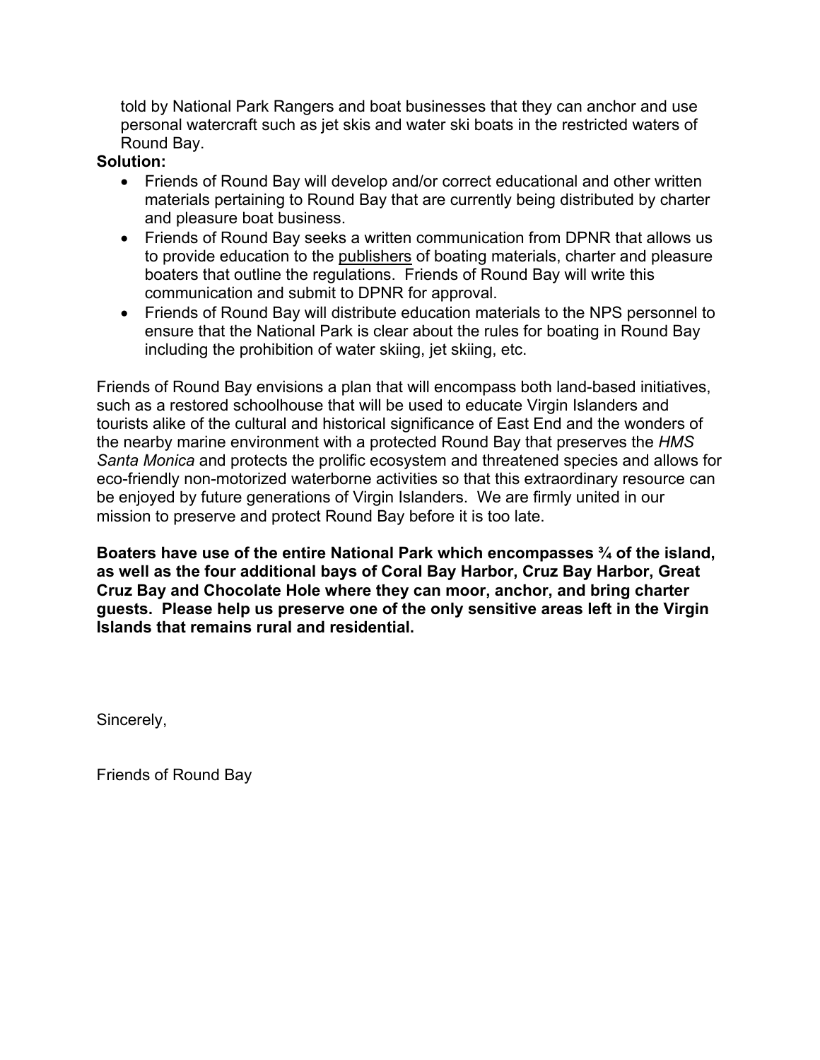told by National Park Rangers and boat businesses that they can anchor and use personal watercraft such as jet skis and water ski boats in the restricted waters of Round Bay.

**Solution:**

- Friends of Round Bay will develop and/or correct educational and other written materials pertaining to Round Bay that are currently being distributed by charter and pleasure boat business.
- Friends of Round Bay seeks a written communication from DPNR that allows us to provide education to the <u>publishers</u> of boating materials, charter and pleasure boaters that outline the regulations. Friends of Round Bay will write this communication and submit to DPNR for approval.
- Friends of Round Bay will distribute education materials to the NPS personnel to ensure that the National Park is clear about the rules for boating in Round Bay including the prohibition of water skiing, jet skiing, etc.

Friends of Round Bay envisions a plan that will encompass both land-based initiatives, such as a restored schoolhouse that will be used to educate Virgin Islanders and tourists alike of the cultural and historical significance of East End and the wonders of the nearby marine environment with a protected Round Bay that preserves the *HMS Santa Monica* and protects the prolific ecosystem and threatened species and allows for eco-friendly non-motorized waterborne activities so that this extraordinary resource can be enjoyed by future generations of Virgin Islanders. We are firmly united in our mission to preserve and protect Round Bay before it is too late.

**Boaters have use of the entire National Park which encompasses ¾ of the island, as well as the four additional bays of Coral Bay Harbor, Cruz Bay Harbor, Great Cruz Bay and Chocolate Hole where they can moor, anchor, and bring charter guests. Please help us preserve one of the only sensitive areas left in the Virgin Islands that remains rural and residential.**

Sincerely,

Friends of Round Bay